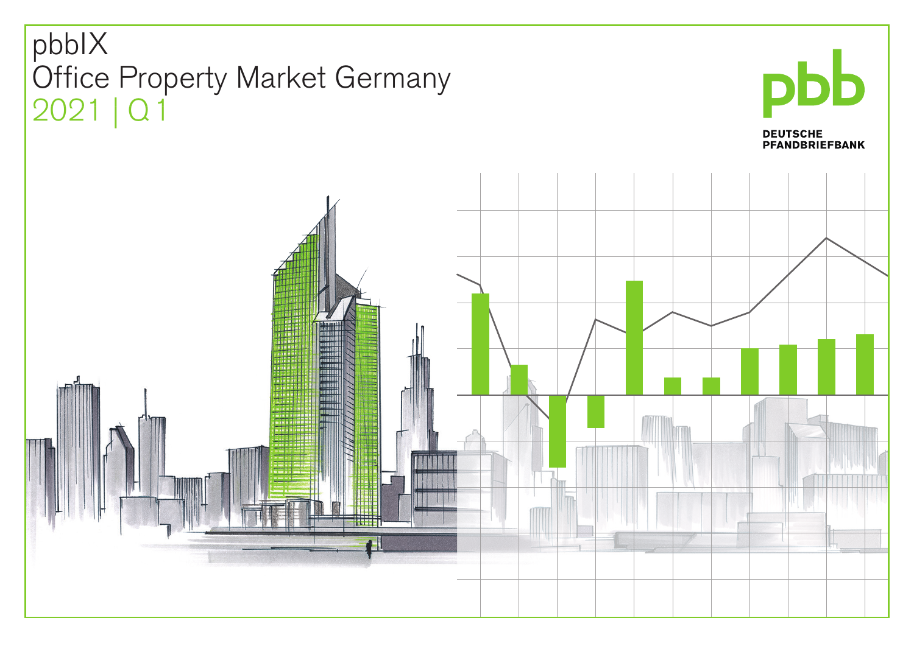# pbbIX

# Office Property Market Germany

## 2021 | Q 1

pbb

DEUTSCHE PFANDBRIEFBANK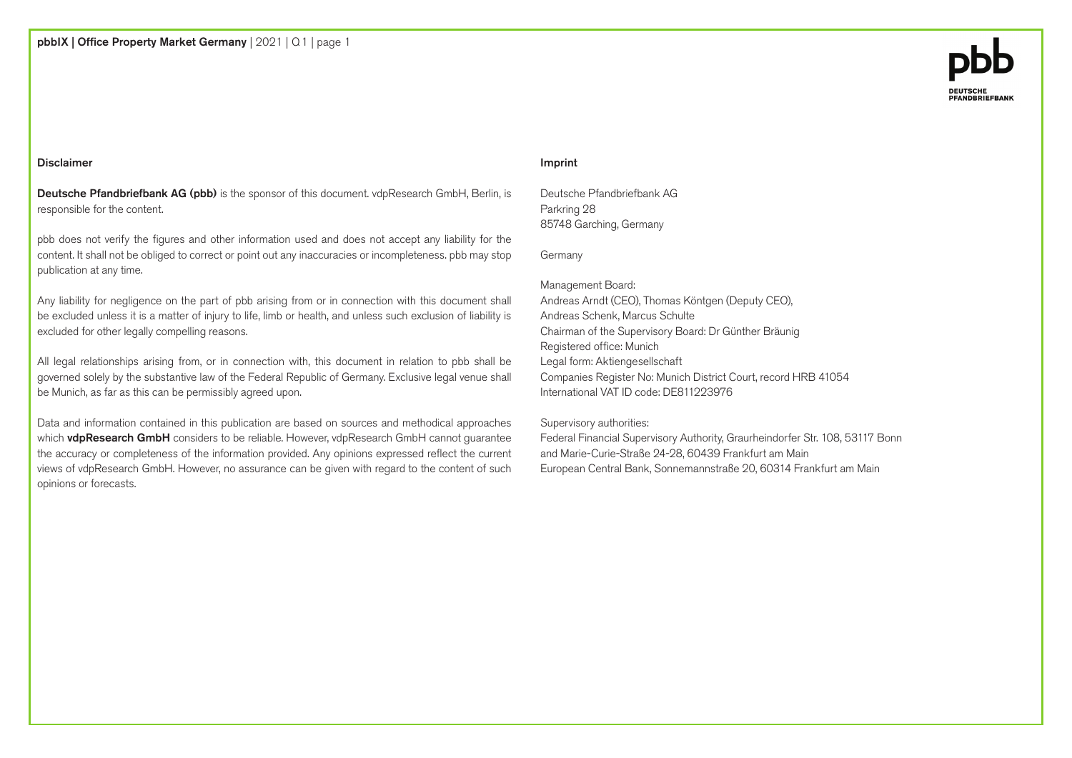## Disclaimer

**Deutsche Pfandbriefbank AG (pbb)** is the sponsor of this document. vdpResearch GmbH, Berlin, is responsible for the content.

pbb does not verify the figures and other information used and does not accept any liability for the content. It shall not be obliged to correct or point out any inaccuracies or incompleteness. pbb may stop publication at any time.

Any liability for negligence on the part of pbb arising from or in connection with this document shall be excluded unless it is a matter of injury to life, limb or health, and unless such exclusion of liability is excluded for other legally compelling reasons.

All legal relationships arising from, or in connection with, this document in relation to pbb shall be governed solely by the substantive law of the Federal Republic of Germany. Exclusive legal venue shall be Munich, as far as this can be permissibly agreed upon.

Data and information contained in this publication are based on sources and methodical approaches which **vdpResearch GmbH** considers to be reliable. However, vdpResearch GmbH cannot guarantee the accuracy or completeness of the information provided. Any opinions expressed reflect the current views of vdpResearch GmbH. However, no assurance can be given with regard to the content of such opinions or forecasts.

## Imprint

Deutsche Pfandbriefbank AG
Parkring 28
85748 Garching, Germany

Germany

Management Board:
Andreas Arndt (CEO), Thomas Köntgen (Deputy CEO),
Andreas Schenk, Marcus Schulte
Chairman of the Supervisory Board: Dr Günther Bräunig
Registered office: Munich
Legal form: Aktiengesellschaft
Companies Register No: Munich District Court, record HRB 41054
International VAT ID code: DE811223976

Supervisory authorities:
Federal Financial Supervisory Authority, Graurheindorfer Str. 108, 53117 Bonn
and Marie-Curie-Straße 24-28, 60439 Frankfurt am Main
European Central Bank, Sonnemannstraße 20, 60314 Frankfurt am Main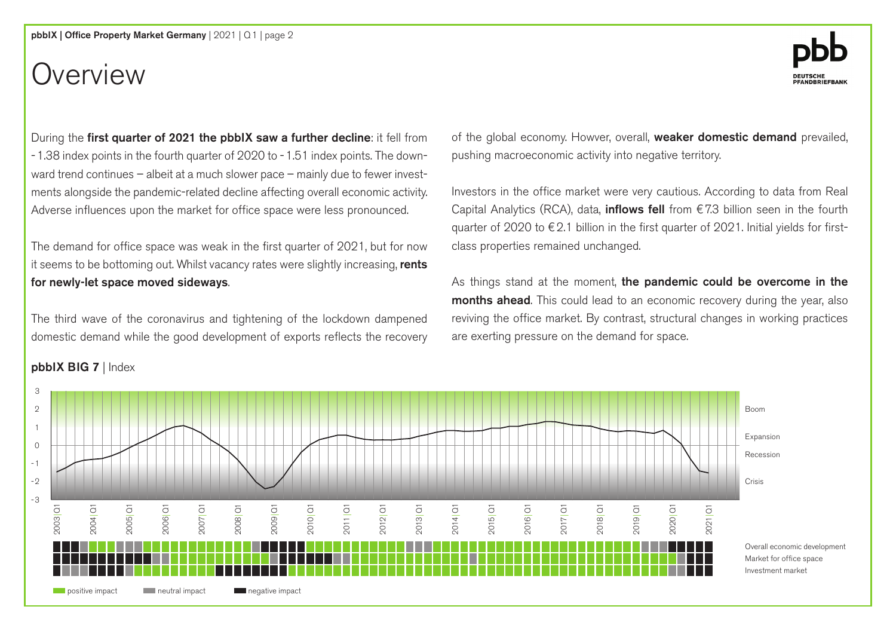# Overview

During the **first quarter of 2021 the pbbIX saw a further decline**: it fell from - 1.38 index points in the fourth quarter of 2020 to - 1.51 index points. The downward trend continues – albeit at a much slower pace – mainly due to fewer investments alongside the pandemic-related decline affecting overall economic activity. Adverse influences upon the market for office space were less pronounced.

The demand for office space was weak in the first quarter of 2021, but for now it seems to be bottoming out. Whilst vacancy rates were slightly increasing, **rents for newly-let space moved sideways**.

The third wave of the coronavirus and tightening of the lockdown dampened domestic demand while the good development of exports reflects the recovery of the global economy. Howver, overall, **weaker domestic demand** prevailed, pushing macroeconomic activity into negative territory.

Investors in the office market were very cautious. According to data from Real Capital Analytics (RCA), data, **inflows fell** from €7.3 billion seen in the fourth quarter of 2020 to €2.1 billion in the first quarter of 2021. Initial yields for first-class properties remained unchanged.

As things stand at the moment, **the pandemic could be overcome in the months ahead**. This could lead to an economic recovery during the year, also reviving the office market. By contrast, structural changes in working practices are exerting pressure on the demand for space.

**pbbIX BIG 7** | Index

Boom

Expansion

Recession

Crisis

Overall economic development

Market for office space

Investment market

positive impact | neutral impact | negative impact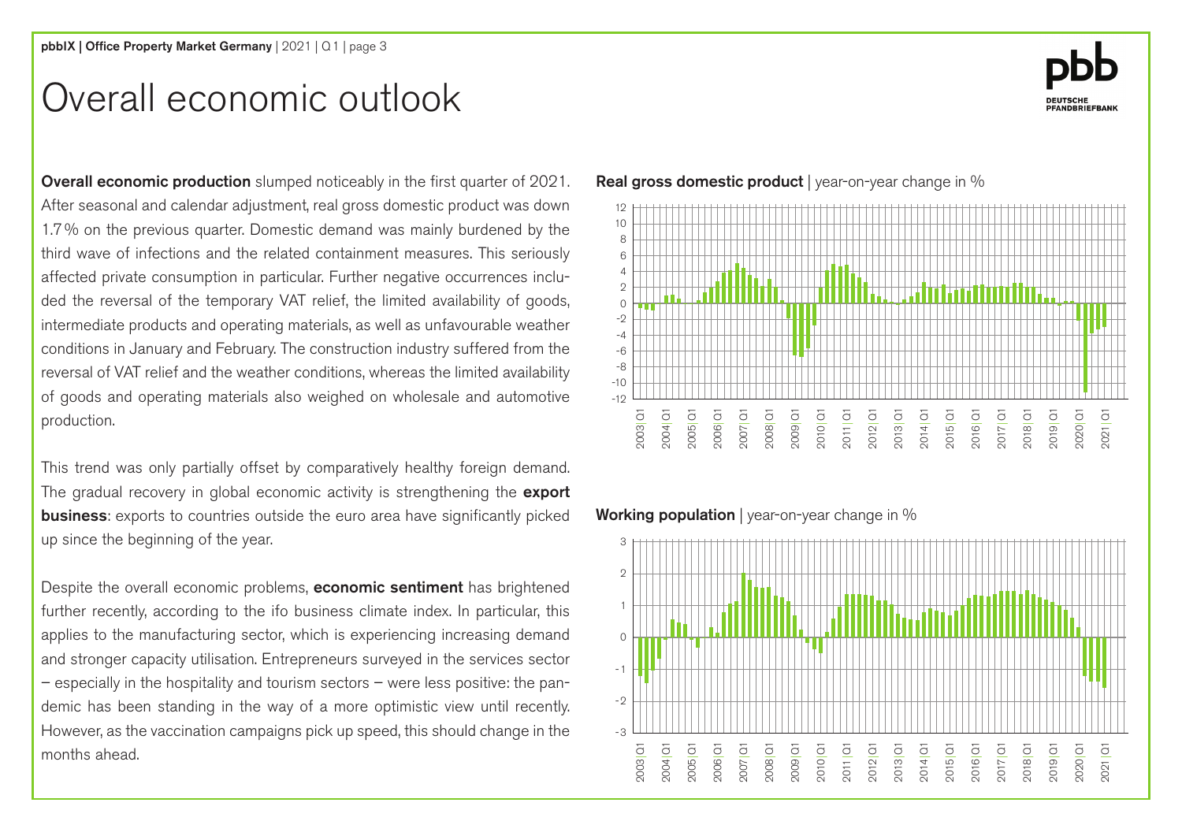# Overall economic outlook

**Overall economic production** slumped noticeably in the first quarter of 2021. After seasonal and calendar adjustment, real gross domestic product was down 1.7 % on the previous quarter. Domestic demand was mainly burdened by the third wave of infections and the related containment measures. This seriously affected private consumption in particular. Further negative occurrences included the reversal of the temporary VAT relief, the limited availability of goods, intermediate products and operating materials, as well as unfavourable weather conditions in January and February. The construction industry suffered from the reversal of VAT relief and the weather conditions, whereas the limited availability of goods and operating materials also weighed on wholesale and automotive production.

This trend was only partially offset by comparatively healthy foreign demand. The gradual recovery in global economic activity is strengthening the **export business**: exports to countries outside the euro area have significantly picked up since the beginning of the year.

Despite the overall economic problems, **economic sentiment** has brightened further recently, according to the ifo business climate index. In particular, this applies to the manufacturing sector, which is experiencing increasing demand and stronger capacity utilisation. Entrepreneurs surveyed in the services sector – especially in the hospitality and tourism sectors – were less positive: the pandemic has been standing in the way of a more optimistic view until recently. However, as the vaccination campaigns pick up speed, this should change in the months ahead.

**Real gross domestic product** | year-on-year change in %

**Working population** | year-on-year change in %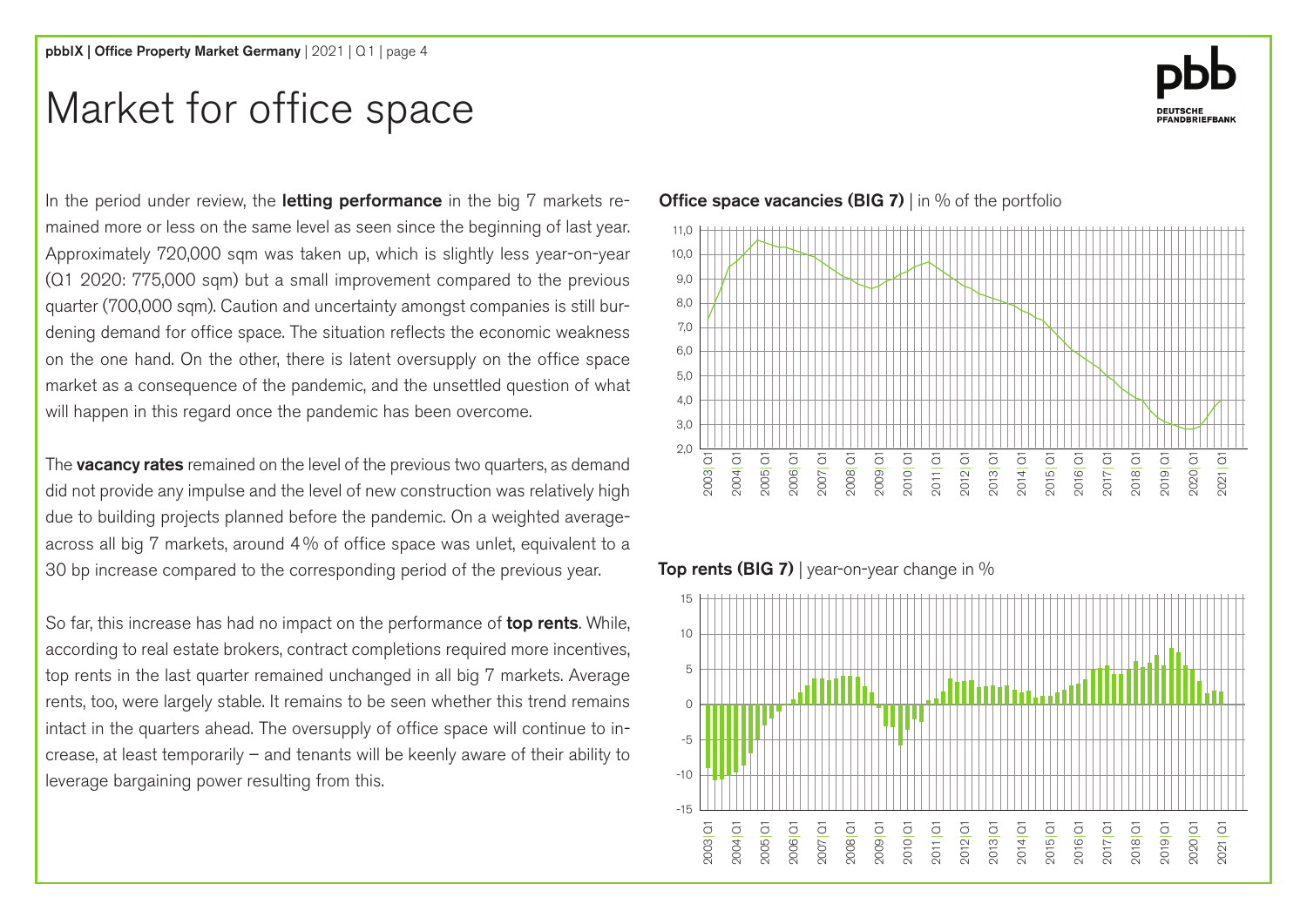# Market for office space

In the period under review, the **letting performance** in the big 7 markets remained more or less on the same level as seen since the beginning of last year. Approximately 720,000 sqm was taken up, which is slightly less year-on-year (Q1 2020: 775,000 sqm) but a small improvement compared to the previous quarter (700,000 sqm). Caution and uncertainty amongst companies is still burdening demand for office space. The situation reflects the economic weakness on the one hand. On the other, there is latent oversupply on the office space market as a consequence of the pandemic, and the unsettled question of what will happen in this regard once the pandemic has been overcome.

The **vacancy rates** remained on the level of the previous two quarters, as demand did not provide any impulse and the level of new construction was relatively high due to building projects planned before the pandemic. On a weighted average across all big 7 markets, around 4 % of office space was unlet, equivalent to a 30 bp increase compared to the corresponding period of the previous year.

So far, this increase has had no impact on the performance of **top rents**. While, according to real estate brokers, contract completions required more incentives, top rents in the last quarter remained unchanged in all big 7 markets. Average rents, too, were largely stable. It remains to be seen whether this trend remains intact in the quarters ahead. The oversupply of office space will continue to increase, at least temporarily – and tenants will be keenly aware of their ability to leverage bargaining power resulting from this.

**Office space vacancies (BIG 7)** | in % of the portfolio

**Top rents (BIG 7)** | year-on-year change in %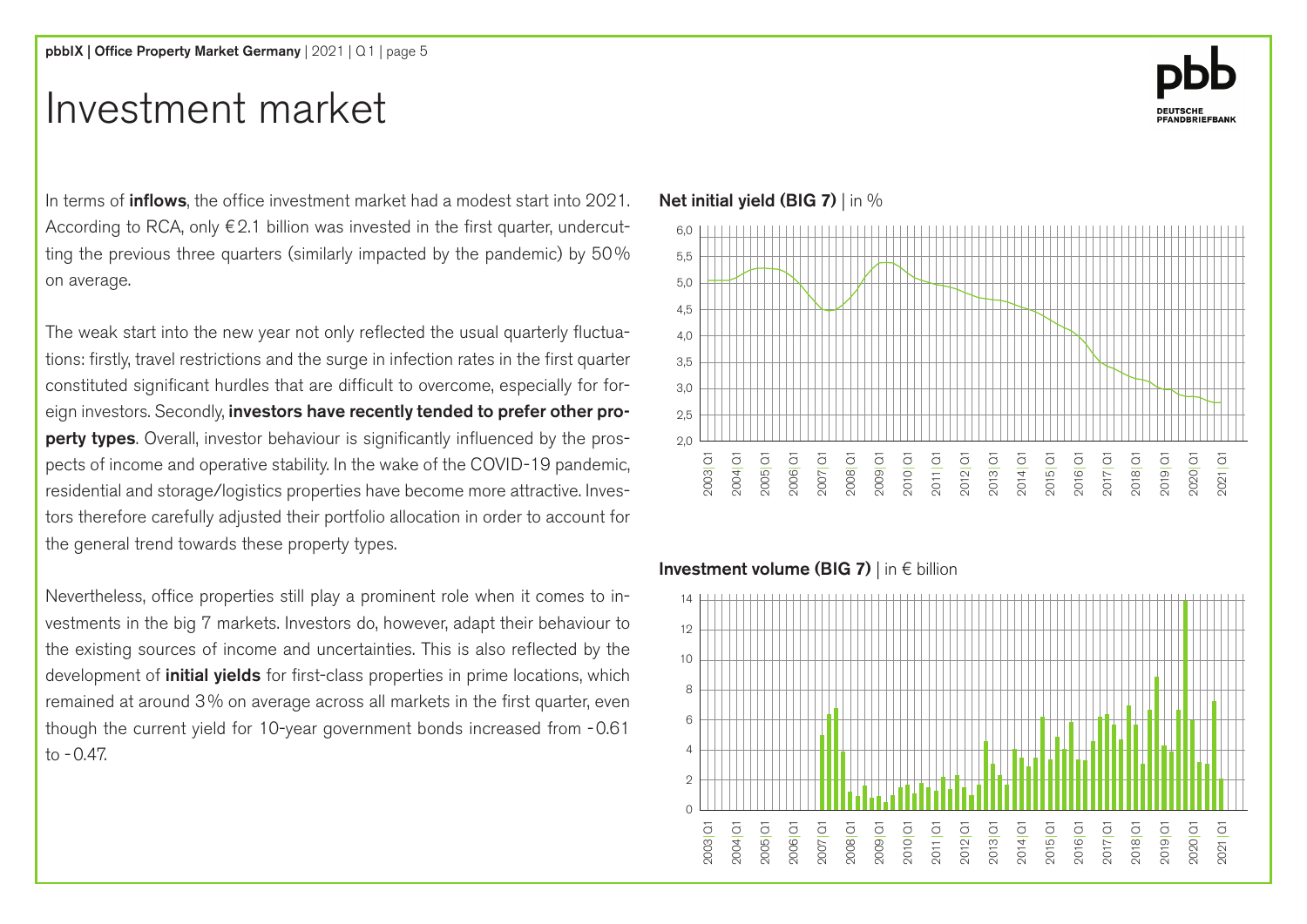# Investment market

In terms of **inflows**, the office investment market had a modest start into 2021. According to RCA, only €2.1 billion was invested in the first quarter, undercutting the previous three quarters (similarly impacted by the pandemic) by 50% on average.

The weak start into the new year not only reflected the usual quarterly fluctuations: firstly, travel restrictions and the surge in infection rates in the first quarter constituted significant hurdles that are difficult to overcome, especially for foreign investors. Secondly, **investors have recently tended to prefer other property types**. Overall, investor behaviour is significantly influenced by the prospects of income and operative stability. In the wake of the COVID-19 pandemic, residential and storage/logistics properties have become more attractive. Investors therefore carefully adjusted their portfolio allocation in order to account for the general trend towards these property types.

Nevertheless, office properties still play a prominent role when it comes to investments in the big 7 markets. Investors do, however, adapt their behaviour to the existing sources of income and uncertainties. This is also reflected by the development of **initial yields** for first-class properties in prime locations, which remained at around 3% on average across all markets in the first quarter, even though the current yield for 10-year government bonds increased from -0.61 to -0.47.

**Net initial yield (BIG 7)** | in %

**Investment volume (BIG 7)** | in € billion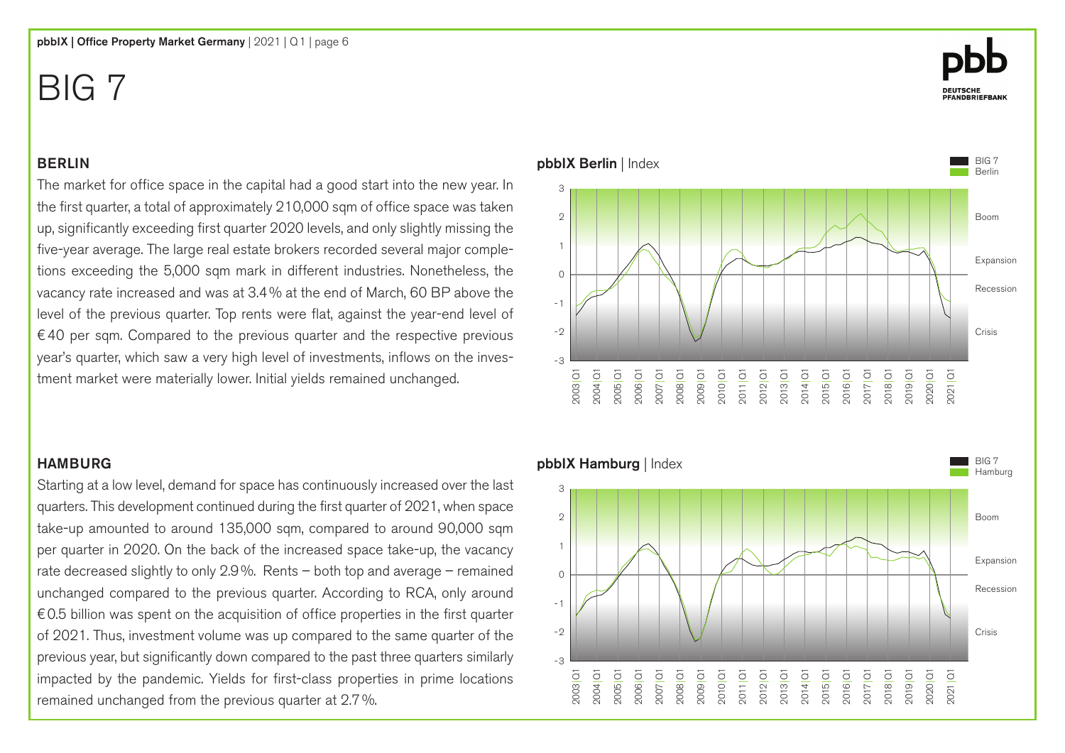# BIG 7

## BERLIN

The market for office space in the capital had a good start into the new year. In the first quarter, a total of approximately 210,000 sqm of office space was taken up, significantly exceeding first quarter 2020 levels, and only slightly missing the five-year average. The large real estate brokers recorded several major completions exceeding the 5,000 sqm mark in different industries. Nonetheless, the vacancy rate increased and was at 3.4 % at the end of March, 60 BP above the level of the previous quarter. Top rents were flat, against the year-end level of € 40 per sqm. Compared to the previous quarter and the respective previous year's quarter, which saw a very high level of investments, inflows on the investment market were materially lower. Initial yields remained unchanged.

**pbbIX Berlin** | Index

## HAMBURG

Starting at a low level, demand for space has continuously increased over the last quarters. This development continued during the first quarter of 2021, when space take-up amounted to around 135,000 sqm, compared to around 90,000 sqm per quarter in 2020. On the back of the increased space take-up, the vacancy rate decreased slightly to only 2.9 %. Rents – both top and average – remained unchanged compared to the previous quarter. According to RCA, only around € 0.5 billion was spent on the acquisition of office properties in the first quarter of 2021. Thus, investment volume was up compared to the same quarter of the previous year, but significantly down compared to the past three quarters similarly impacted by the pandemic. Yields for first-class properties in prime locations remained unchanged from the previous quarter at 2.7 %.

**pbbIX Hamburg** | Index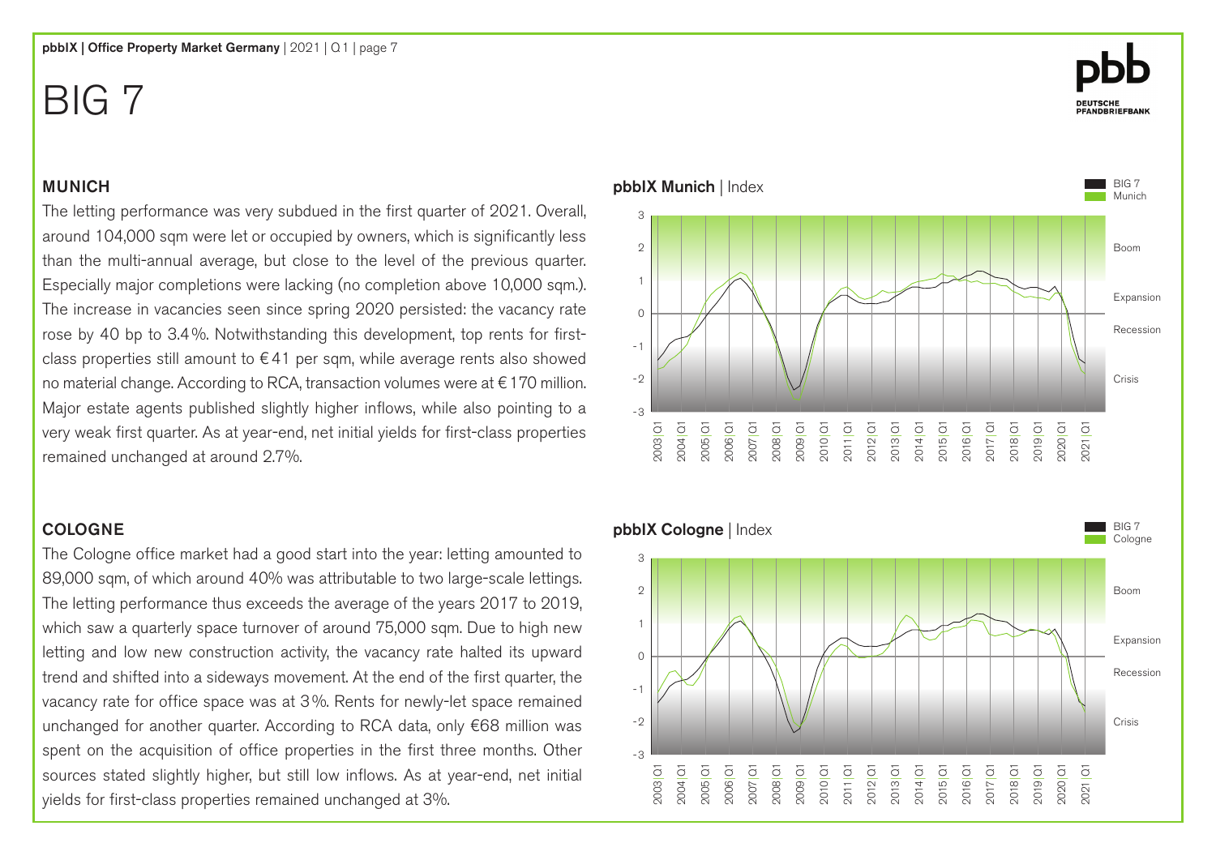# BIG 7

## MUNICH

The letting performance was very subdued in the first quarter of 2021. Overall, around 104,000 sqm were let or occupied by owners, which is significantly less than the multi-annual average, but close to the level of the previous quarter. Especially major completions were lacking (no completion above 10,000 sqm.). The increase in vacancies seen since spring 2020 persisted: the vacancy rate rose by 40 bp to 3.4%. Notwithstanding this development, top rents for first-class properties still amount to €41 per sqm, while average rents also showed no material change. According to RCA, transaction volumes were at €170 million. Major estate agents published slightly higher inflows, while also pointing to a very weak first quarter. As at year-end, net initial yields for first-class properties remained unchanged at around 2.7%.

**pbbIX Munich** | Index

## COLOGNE

The Cologne office market had a good start into the year: letting amounted to 89,000 sqm, of which around 40% was attributable to two large-scale lettings. The letting performance thus exceeds the average of the years 2017 to 2019, which saw a quarterly space turnover of around 75,000 sqm. Due to high new letting and low new construction activity, the vacancy rate halted its upward trend and shifted into a sideways movement. At the end of the first quarter, the vacancy rate for office space was at 3%. Rents for newly-let space remained unchanged for another quarter. According to RCA data, only €68 million was spent on the acquisition of office properties in the first three months. Other sources stated slightly higher, but still low inflows. As at year-end, net initial yields for first-class properties remained unchanged at 3%.

**pbbIX Cologne** | Index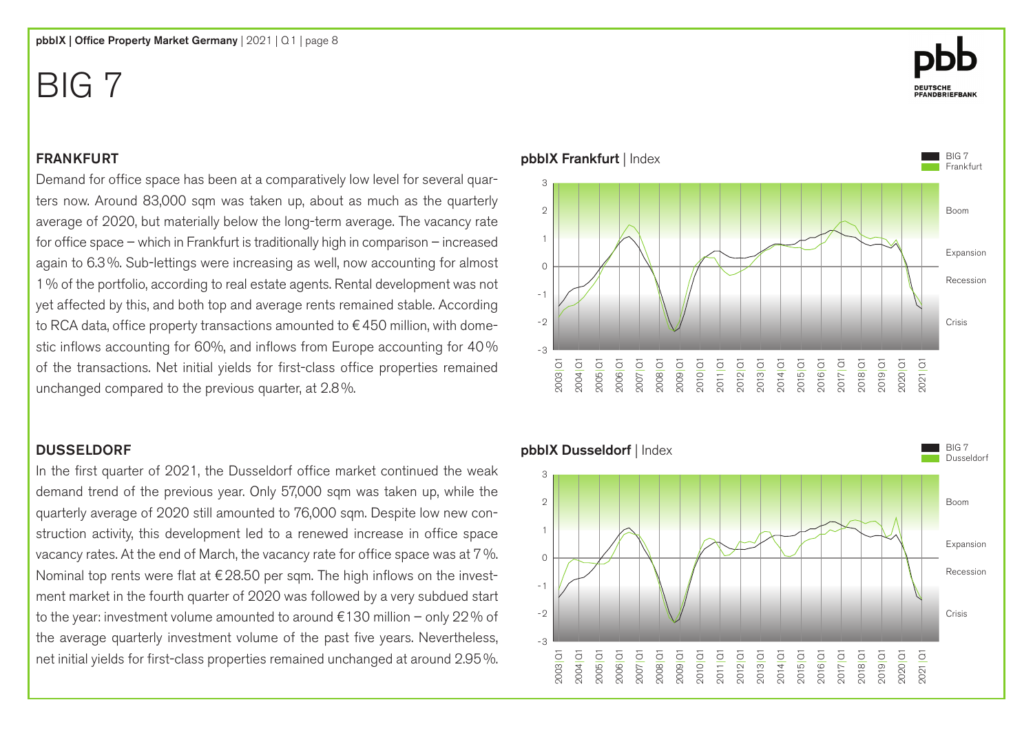# BIG 7

## FRANKFURT

Demand for office space has been at a comparatively low level for several quarters now. Around 83,000 sqm was taken up, about as much as the quarterly average of 2020, but materially below the long-term average. The vacancy rate for office space – which in Frankfurt is traditionally high in comparison – increased again to 6.3 %. Sub-lettings were increasing as well, now accounting for almost 1 % of the portfolio, according to real estate agents. Rental development was not yet affected by this, and both top and average rents remained stable. According to RCA data, office property transactions amounted to € 450 million, with domestic inflows accounting for 60%, and inflows from Europe accounting for 40 % of the transactions. Net initial yields for first-class office properties remained unchanged compared to the previous quarter, at 2.8 %.

**pbbIX Frankfurt** | Index

## DUSSELDORF

In the first quarter of 2021, the Dusseldorf office market continued the weak demand trend of the previous year. Only 57,000 sqm was taken up, while the quarterly average of 2020 still amounted to 76,000 sqm. Despite low new construction activity, this development led to a renewed increase in office space vacancy rates. At the end of March, the vacancy rate for office space was at 7 %. Nominal top rents were flat at € 28.50 per sqm. The high inflows on the investment market in the fourth quarter of 2020 was followed by a very subdued start to the year: investment volume amounted to around €130 million – only 22 % of the average quarterly investment volume of the past five years. Nevertheless, net initial yields for first-class properties remained unchanged at around 2.95 %.

**pbbIX Dusseldorf** | Index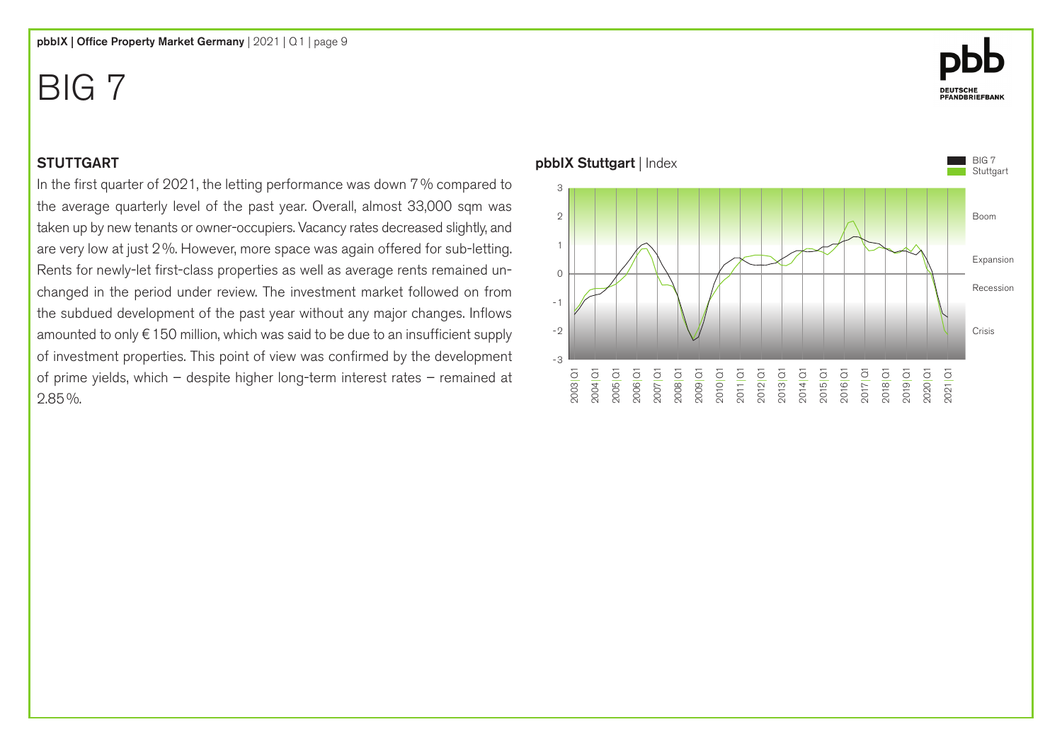# BIG 7

### STUTTGART

In the first quarter of 2021, the letting performance was down 7 % compared to the average quarterly level of the past year. Overall, almost 33,000 sqm was taken up by new tenants or owner-occupiers. Vacancy rates decreased slightly, and are very low at just 2 %. However, more space was again offered for sub-letting. Rents for newly-let first-class properties as well as average rents remained unchanged in the period under review. The investment market followed on from the subdued development of the past year without any major changes. Inflows amounted to only € 150 million, which was said to be due to an insufficient supply of investment properties. This point of view was confirmed by the development of prime yields, which – despite higher long-term interest rates – remained at 2.85 %.

**pbbIX Stuttgart** | Index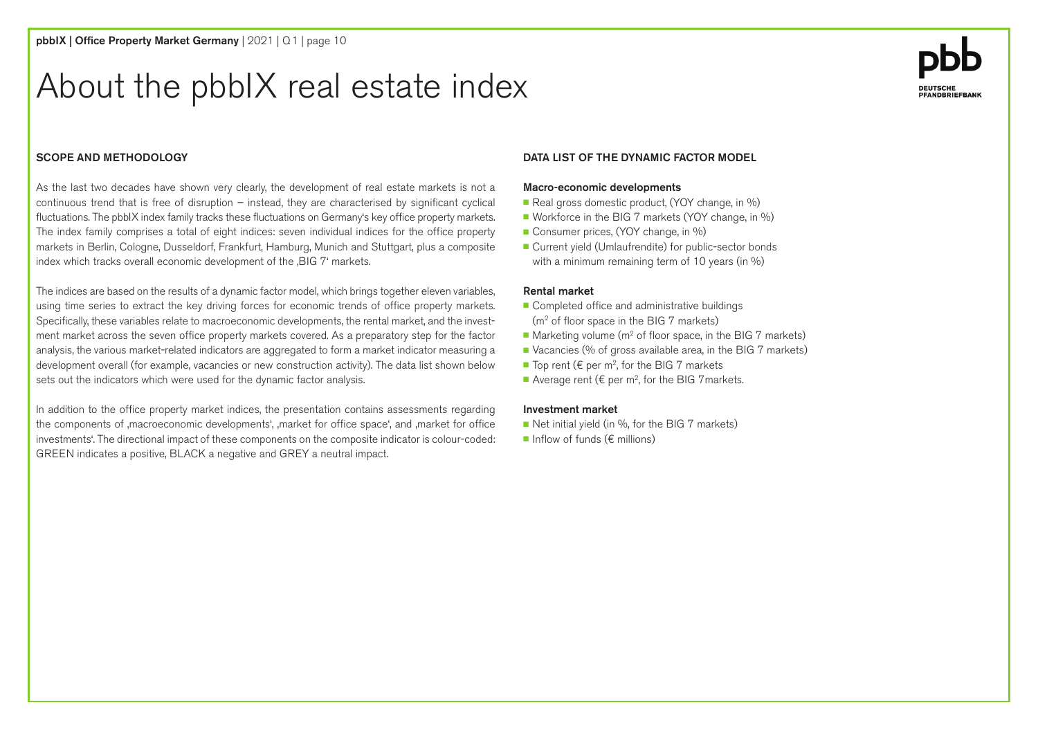# About the pbbIX real estate index

## SCOPE AND METHODOLOGY

As the last two decades have shown very clearly, the development of real estate markets is not a continuous trend that is free of disruption – instead, they are characterised by significant cyclical fluctuations. The pbbIX index family tracks these fluctuations on Germany's key office property markets. The index family comprises a total of eight indices: seven individual indices for the office property markets in Berlin, Cologne, Dusseldorf, Frankfurt, Hamburg, Munich and Stuttgart, plus a composite index which tracks overall economic development of the ‚BIG 7' markets.

The indices are based on the results of a dynamic factor model, which brings together eleven variables, using time series to extract the key driving forces for economic trends of office property markets. Specifically, these variables relate to macroeconomic developments, the rental market, and the investment market across the seven office property markets covered. As a preparatory step for the factor analysis, the various market-related indicators are aggregated to form a market indicator measuring a development overall (for example, vacancies or new construction activity). The data list shown below sets out the indicators which were used for the dynamic factor analysis.

In addition to the office property market indices, the presentation contains assessments regarding the components of ‚macroeconomic developments', ‚market for office space', and ‚market for office investments'. The directional impact of these components on the composite indicator is colour-coded: GREEN indicates a positive, BLACK a negative and GREY a neutral impact.

## DATA LIST OF THE DYNAMIC FACTOR MODEL

### Macro-economic developments

- Real gross domestic product, (YOY change, in %)
- Workforce in the BIG 7 markets (YOY change, in %)
- Consumer prices, (YOY change, in %)
- Current yield (Umlaufrendite) for public-sector bonds with a minimum remaining term of 10 years (in %)

### Rental market

- Completed office and administrative buildings ($m^2$ of floor space in the BIG 7 markets)
- Marketing volume ($m^2$ of floor space, in the BIG 7 markets)
- Vacancies (% of gross available area, in the BIG 7 markets)
- Top rent (€ per $m^2$, for the BIG 7 markets
- Average rent (€ per $m^2$, for the BIG 7markets.

### Investment market

- Net initial yield (in %, for the BIG 7 markets)
- Inflow of funds (€ millions)